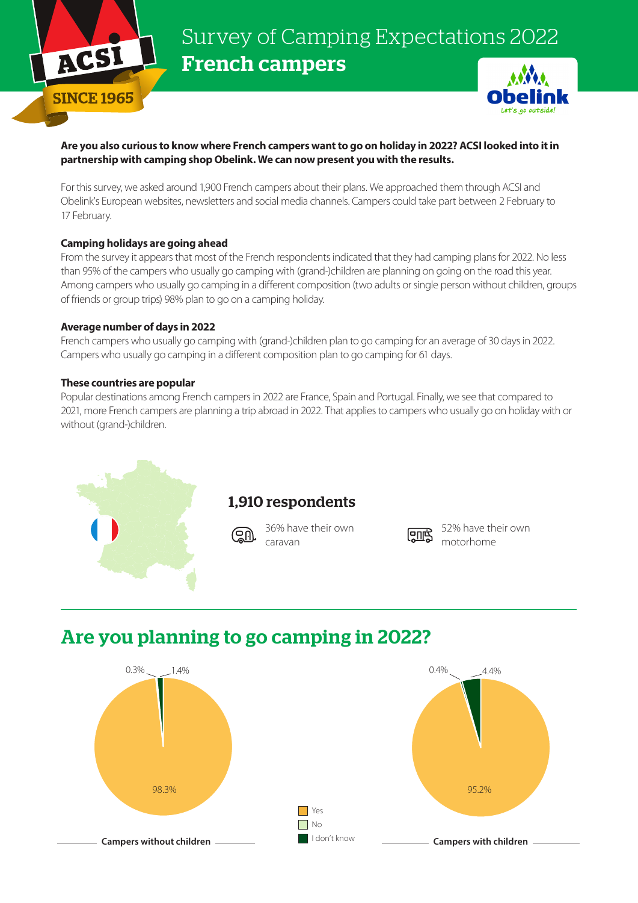ACSI SINCE 1965

# Survey of Camping Expectations 2022
## French campers

Obelink Let's go outside!

**Are you also curious to know where French campers want to go on holiday in 2022? ACSI looked into it in partnership with camping shop Obelink. We can now present you with the results.**

For this survey, we asked around 1,900 French campers about their plans. We approached them through ACSI and Obelink's European websites, newsletters and social media channels. Campers could take part between 2 February to 17 February.

**Camping holidays are going ahead**

From the survey it appears that most of the French respondents indicated that they had camping plans for 2022. No less than 95% of the campers who usually go camping with (grand-)children are planning on going on the road this year. Among campers who usually go camping in a different composition (two adults or single person without children, groups of friends or group trips) 98% plan to go on a camping holiday.

**Average number of days in 2022**

French campers who usually go camping with (grand-)children plan to go camping for an average of 30 days in 2022. Campers who usually go camping in a different composition plan to go camping for 61 days.

**These countries are popular**

Popular destinations among French campers in 2022 are France, Spain and Portugal. Finally, we see that compared to 2021, more French campers are planning a trip abroad in 2022. That applies to campers who usually go on holiday with or without (grand-)children.

### 1,910 respondents

36% have their own caravan

52% have their own motorhome

## Are you planning to go camping in 2022?

| | Campers without children | Campers with children |
|---|---|---|
| Yes | 98.3% | 95.2% |
| No | 0.3% | 0.4% |
| I don't know | 1.4% | 4.4% |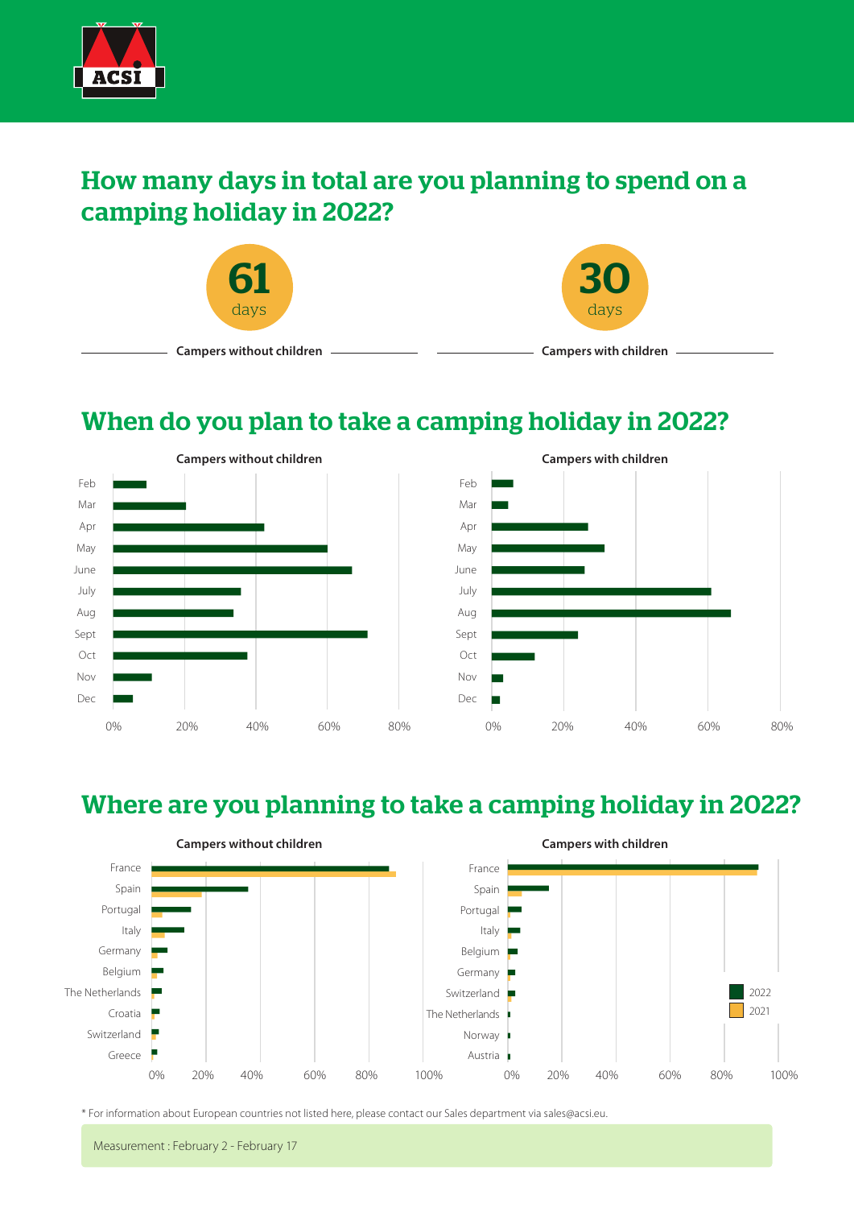ACSI

## How many days in total are you planning to spend on a camping holiday in 2022?

**61** days

Campers without children

**30** days

Campers with children

## When do you plan to take a camping holiday in 2022?

Campers without children

Feb
Mar
Apr
May
June
July
Aug
Sept
Oct
Nov
Dec

0% 20% 40% 60% 80%

Campers with children

Feb
Mar
Apr
May
June
July
Aug
Sept
Oct
Nov
Dec

0% 20% 40% 60% 80%

## Where are you planning to take a camping holiday in 2022?

Campers without children

France
Spain
Portugal
Italy
Germany
Belgium
The Netherlands
Croatia
Switzerland
Greece

0% 20% 40% 60% 80% 100%

Campers with children

France
Spain
Portugal
Italy
Belgium
Germany
Switzerland
The Netherlands
Norway
Austria

0% 20% 40% 60% 80% 100%

2022
2021

* For information about European countries not listed here, please contact our Sales department via sales@acsi.eu.

Measurement : February 2 - February 17